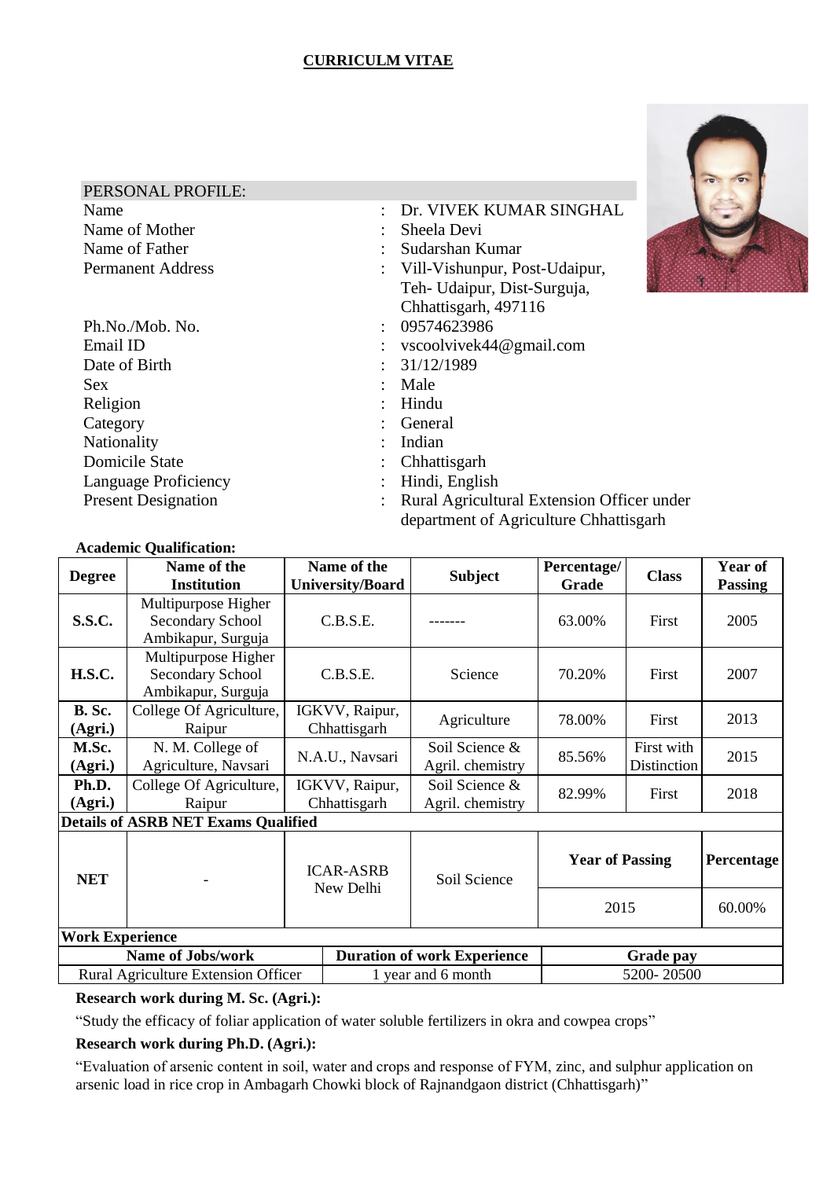# CURRICULM VITAE

## PERSONAL PROFILE:

| | | |
|---|---|---|
| Name | : | Dr. VIVEK KUMAR SINGHAL |
| Name of Mother | : | Sheela Devi |
| Name of Father | : | Sudarshan Kumar |
| Permanent Address | : | Vill-Vishunpur, Post-Udaipur, Teh- Udaipur, Dist-Surguja, Chhattisgarh, 497116 |
| Ph.No./Mob. No. | : | 09574623986 |
| Email ID | : | vscoolvivek44@gmail.com |
| Date of Birth | : | 31/12/1989 |
| Sex | : | Male |
| Religion | : | Hindu |
| Category | : | General |
| Nationality | : | Indian |
| Domicile State | : | Chhattisgarh |
| Language Proficiency | : | Hindi, English |
| Present Designation | : | Rural Agricultural Extension Officer under department of Agriculture Chhattisgarh |

**Academic Qualification:**

| Degree | Name of the Institution | Name of the University/Board | Subject | Percentage/ Grade | Class | Year of Passing |
|---|---|---|---|---|---|---|
| **S.S.C.** | Multipurpose Higher Secondary School Ambikapur, Surguja | C.B.S.E. | ------- | 63.00% | First | 2005 |
| **H.S.C.** | Multipurpose Higher Secondary School Ambikapur, Surguja | C.B.S.E. | Science | 70.20% | First | 2007 |
| **B. Sc. (Agri.)** | College Of Agriculture, Raipur | IGKVV, Raipur, Chhattisgarh | Agriculture | 78.00% | First | 2013 |
| **M.Sc. (Agri.)** | N. M. College of Agriculture, Navsari | N.A.U., Navsari | Soil Science & Agril. chemistry | 85.56% | First with Distinction | 2015 |
| **Ph.D. (Agri.)** | College Of Agriculture, Raipur | IGKVV, Raipur, Chhattisgarh | Soil Science & Agril. chemistry | 82.99% | First | 2018 |
| **Details of ASRB NET Exams Qualified** | | | | | | |
| **NET** | - | ICAR-ASRB New Delhi | Soil Science | **Year of Passing** | | **Percentage** |
| | | | | 2015 | | 60.00% |

**Work Experience**

| Name of Jobs/work | Duration of work Experience | Grade pay |
|---|---|---|
| Rural Agriculture Extension Officer | 1 year and 6 month | 5200- 20500 |

**Research work during M. Sc. (Agri.):**

"Study the efficacy of foliar application of water soluble fertilizers in okra and cowpea crops"

**Research work during Ph.D. (Agri.):**

"Evaluation of arsenic content in soil, water and crops and response of FYM, zinc, and sulphur application on arsenic load in rice crop in Ambagarh Chowki block of Rajnandgaon district (Chhattisgarh)"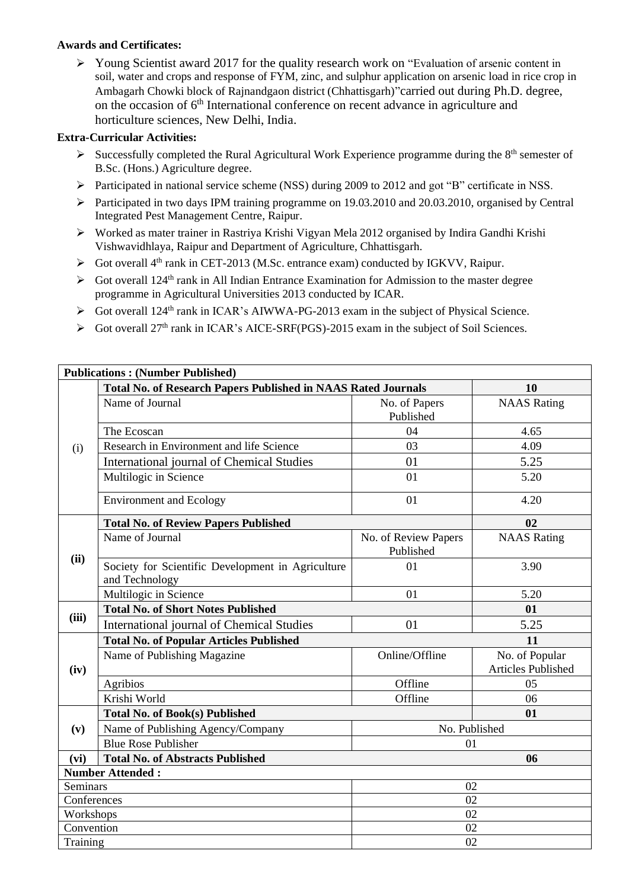**Awards and Certificates:**

- Young Scientist award 2017 for the quality research work on "Evaluation of arsenic content in soil, water and crops and response of FYM, zinc, and sulphur application on arsenic load in rice crop in Ambagarh Chowki block of Rajnandgaon district (Chhattisgarh)"carried out during Ph.D. degree, on the occasion of 6th International conference on recent advance in agriculture and horticulture sciences, New Delhi, India.

**Extra-Curricular Activities:**

- Successfully completed the Rural Agricultural Work Experience programme during the 8th semester of B.Sc. (Hons.) Agriculture degree.
- Participated in national service scheme (NSS) during 2009 to 2012 and got "B" certificate in NSS.
- Participated in two days IPM training programme on 19.03.2010 and 20.03.2010, organised by Central Integrated Pest Management Centre, Raipur.
- Worked as mater trainer in Rastriya Krishi Vigyan Mela 2012 organised by Indira Gandhi Krishi Vishwavidhlaya, Raipur and Department of Agriculture, Chhattisgarh.
- Got overall 4th rank in CET-2013 (M.Sc. entrance exam) conducted by IGKVV, Raipur.
- Got overall 124th rank in All Indian Entrance Examination for Admission to the master degree programme in Agricultural Universities 2013 conducted by ICAR.
- Got overall 124th rank in ICAR's AIWWA-PG-2013 exam in the subject of Physical Science.
- Got overall 27th rank in ICAR's AICE-SRF(PGS)-2015 exam in the subject of Soil Sciences.

| **Publications : (Number Published)** | | | |
|---|---|---|---|
| (i) | **Total No. of Research Papers Published in NAAS Rated Journals** | | **10** |
| | Name of Journal | No. of Papers Published | NAAS Rating |
| | The Ecoscan | 04 | 4.65 |
| | Research in Environment and life Science | 03 | 4.09 |
| | International journal of Chemical Studies | 01 | 5.25 |
| | Multilogic in Science | 01 | 5.20 |
| | Environment and Ecology | 01 | 4.20 |
| **(ii)** | **Total No. of Review Papers Published** | | **02** |
| | Name of Journal | No. of Review Papers Published | NAAS Rating |
| | Society for Scientific Development in Agriculture and Technology | 01 | 3.90 |
| | Multilogic in Science | 01 | 5.20 |
| **(iii)** | **Total No. of Short Notes Published** | | **01** |
| | International journal of Chemical Studies | 01 | 5.25 |
| **(iv)** | **Total No. of Popular Articles Published** | | **11** |
| | Name of Publishing Magazine | Online/Offline | No. of Popular Articles Published |
| | Agribios | Offline | 05 |
| | Krishi World | Offline | 06 |
| **(v)** | **Total No. of Book(s) Published** | | **01** |
| | Name of Publishing Agency/Company | No. Published | |
| | Blue Rose Publisher | 01 | |
| **(vi)** | **Total No. of Abstracts Published** | | **06** |
| **Number Attended :** | | | |
| Seminars | | 02 | |
| Conferences | | 02 | |
| Workshops | | 02 | |
| Convention | | 02 | |
| Training | | 02 | |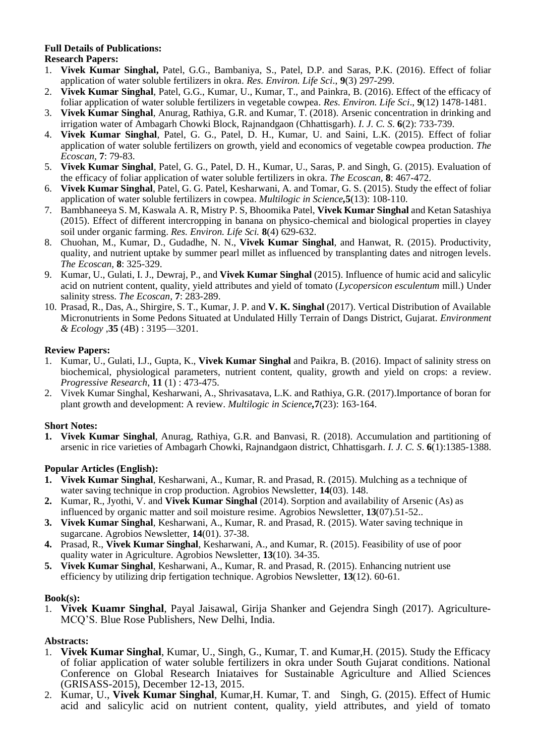**Full Details of Publications:**

**Research Papers:**

1. **Vivek Kumar Singhal,** Patel, G.G., Bambaniya, S., Patel, D.P. and Saras, P.K. (2016). Effect of foliar application of water soluble fertilizers in okra. *Res. Environ. Life Sci*., **9**(3) 297-299.
2. **Vivek Kumar Singhal**, Patel, G.G., Kumar, U., Kumar, T., and Painkra, B. (2016). Effect of the efficacy of foliar application of water soluble fertilizers in vegetable cowpea. *Res. Environ. Life Sci*., **9**(12) 1478-1481.
3. **Vivek Kumar Singhal**, Anurag, Rathiya, G.R. and Kumar, T. (2018). Arsenic concentration in drinking and irrigation water of Ambagarh Chowki Block, Rajnandgaon (Chhattisgarh). *I. J. C. S*. **6**(2): 733-739.
4. **Vivek Kumar Singhal**, Patel, G. G., Patel, D. H., Kumar, U. and Saini, L.K. (2015). Effect of foliar application of water soluble fertilizers on growth, yield and economics of vegetable cowpea production. *The Ecoscan*, **7**: 79-83.
5. **Vivek Kumar Singhal**, Patel, G. G., Patel, D. H., Kumar, U., Saras, P. and Singh, G. (2015). Evaluation of the efficacy of foliar application of water soluble fertilizers in okra. *The Ecoscan*, **8**: 467-472.
6. **Vivek Kumar Singhal**, Patel, G. G. Patel, Kesharwani, A. and Tomar, G. S. (2015). Study the effect of foliar application of water soluble fertilizers in cowpea. *Multilogic in Science***,5**(13): 108-110.
7. Bambhaneeya S. M, Kaswala A. R, Mistry P. S, Bhoomika Patel, **Vivek Kumar Singhal** and Ketan Satashiya (2015). Effect of different intercropping in banana on physico-chemical and biological properties in clayey soil under organic farming. *Res. Environ. Life Sci.* **8**(4) 629-632.
8. Chuohan, M., Kumar, D., Gudadhe, N. N., **Vivek Kumar Singhal**, and Hanwat, R. (2015). Productivity, quality, and nutrient uptake by summer pearl millet as influenced by transplanting dates and nitrogen levels. *The Ecoscan*, **8**: 325-329.
9. Kumar, U., Gulati, I. J., Dewraj, P., and **Vivek Kumar Singhal** (2015). Influence of humic acid and salicylic acid on nutrient content, quality, yield attributes and yield of tomato (*Lycopersicon esculentum* mill.) Under salinity stress. *The Ecoscan*, **7**: 283-289.
10. Prasad, R., Das, A., Shirgire, S. T., Kumar, J. P. and **V. K. Singhal** (2017). Vertical Distribution of Available Micronutrients in Some Pedons Situated at Undulated Hilly Terrain of Dangs District, Gujarat. *Environment & Ecology* ,**35** (4B) : 3195—3201.

**Review Papers:**

1. Kumar, U., Gulati, I.J., Gupta, K., **Vivek Kumar Singhal** and Paikra, B. (2016). Impact of salinity stress on biochemical, physiological parameters, nutrient content, quality, growth and yield on crops: a review. *Progressive Research*, **11** (1) : 473-475.
2. Vivek Kumar Singhal, Kesharwani, A., Shrivasatava, L.K. and Rathiya, G.R. (2017).Importance of boran for plant growth and development: A review. *Multilogic in Science***,7**(23): 163-164.

**Short Notes:**

1. **Vivek Kumar Singhal**, Anurag, Rathiya, G.R. and Banvasi, R. (2018). Accumulation and partitioning of arsenic in rice varieties of Ambagarh Chowki, Rajnandgaon district, Chhattisgarh. *I. J. C. S*. **6**(1):1385-1388.

**Popular Articles (English):**

1. **Vivek Kumar Singhal**, Kesharwani, A., Kumar, R. and Prasad, R. (2015). Mulching as a technique of water saving technique in crop production. Agrobios Newsletter, **14**(03). 148.
2. Kumar, R., Jyothi, V. and **Vivek Kumar Singhal** (2014). Sorption and availability of Arsenic (As) as influenced by organic matter and soil moisture resime. Agrobios Newsletter, **13**(07).51-52..
3. **Vivek Kumar Singhal**, Kesharwani, A., Kumar, R. and Prasad, R. (2015). Water saving technique in sugarcane. Agrobios Newsletter, **14**(01). 37-38.
4. Prasad, R., **Vivek Kumar Singhal**, Kesharwani, A., and Kumar, R. (2015). Feasibility of use of poor quality water in Agriculture. Agrobios Newsletter, **13**(10). 34-35.
5. **Vivek Kumar Singhal**, Kesharwani, A., Kumar, R. and Prasad, R. (2015). Enhancing nutrient use efficiency by utilizing drip fertigation technique. Agrobios Newsletter, **13**(12). 60-61.

**Book(s):**

1. **Vivek Kuamr Singhal**, Payal Jaisawal, Girija Shanker and Gejendra Singh (2017). Agriculture-MCQ'S. Blue Rose Publishers, New Delhi, India.

**Abstracts:**

1. **Vivek Kumar Singhal**, Kumar, U., Singh, G., Kumar, T. and Kumar,H. (2015). Study the Efficacy of foliar application of water soluble fertilizers in okra under South Gujarat conditions. National Conference on Global Research Iniataives for Sustainable Agriculture and Allied Sciences (GRISASS-2015), December 12-13, 2015.
2. Kumar, U., **Vivek Kumar Singhal**, Kumar,H. Kumar, T. and Singh, G. (2015). Effect of Humic acid and salicylic acid on nutrient content, quality, yield attributes, and yield of tomato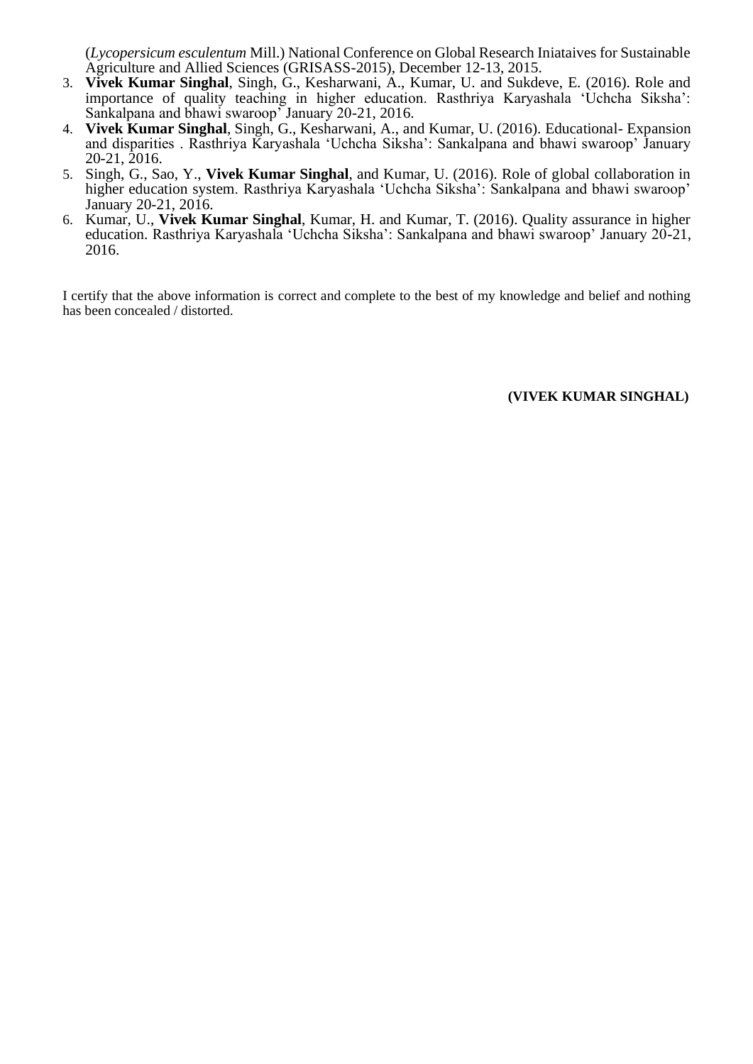(*Lycopersicum esculentum* Mill.) National Conference on Global Research Iniataives for Sustainable Agriculture and Allied Sciences (GRISASS-2015), December 12-13, 2015.

3. **Vivek Kumar Singhal**, Singh, G., Kesharwani, A., Kumar, U. and Sukdeve, E. (2016). Role and importance of quality teaching in higher education. Rasthriya Karyashala 'Uchcha Siksha': Sankalpana and bhawi swaroop' January 20-21, 2016.
4. **Vivek Kumar Singhal**, Singh, G., Kesharwani, A., and Kumar, U. (2016). Educational- Expansion and disparities . Rasthriya Karyashala 'Uchcha Siksha': Sankalpana and bhawi swaroop' January 20-21, 2016.
5. Singh, G., Sao, Y., **Vivek Kumar Singhal**, and Kumar, U. (2016). Role of global collaboration in higher education system. Rasthriya Karyashala 'Uchcha Siksha': Sankalpana and bhawi swaroop' January 20-21, 2016.
6. Kumar, U., **Vivek Kumar Singhal**, Kumar, H. and Kumar, T. (2016). Quality assurance in higher education. Rasthriya Karyashala 'Uchcha Siksha': Sankalpana and bhawi swaroop' January 20-21, 2016.

I certify that the above information is correct and complete to the best of my knowledge and belief and nothing has been concealed / distorted.

**(VIVEK KUMAR SINGHAL)**